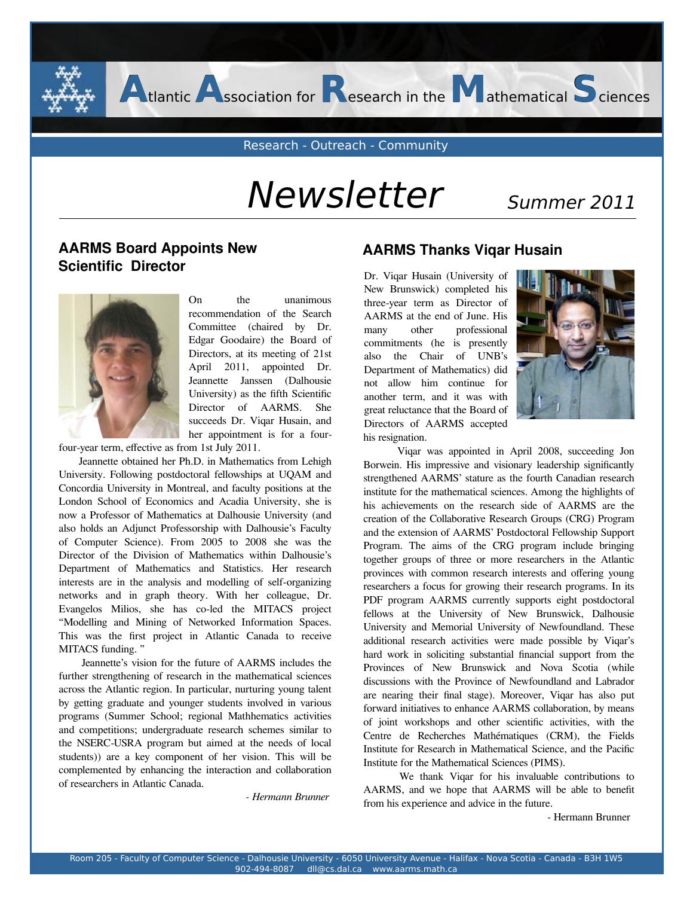# Atlantic Association for Research in the Mathematical Sciences

Research - Outreach - Community

# Newsletter

*Summer 2011*

## AARMS Board Appoints New Scientific Director

On the unanimous recommendation of the Search Committee (chaired by Dr. Edgar Goodaire) the Board of Directors, at its meeting of 21st April 2011, appointed Dr. Jeannette Janssen (Dalhousie University) as the fifth Scientific Director of AARMS. She succeeds Dr. Viqar Husain, and her appointment is for a four-four-year term, effective as from 1st July 2011.

Jeannette obtained her Ph.D. in Mathematics from Lehigh University. Following postdoctoral fellowships at UQAM and Concordia University in Montreal, and faculty positions at the London School of Economics and Acadia University, she is now a Professor of Mathematics at Dalhousie University (and also holds an Adjunct Professorship with Dalhousie's Faculty of Computer Science). From 2005 to 2008 she was the Director of the Division of Mathematics within Dalhousie's Department of Mathematics and Statistics. Her research interests are in the analysis and modelling of self-organizing networks and in graph theory. With her colleague, Dr. Evangelos Milios, she has co-led the MITACS project "Modelling and Mining of Networked Information Spaces. This was the first project in Atlantic Canada to receive MITACS funding. "

Jeannette's vision for the future of AARMS includes the further strengthening of research in the mathematical sciences across the Atlantic region. In particular, nurturing young talent by getting graduate and younger students involved in various programs (Summer School; regional Mathhematics activities and competitions; undergraduate research schemes similar to the NSERC-USRA program but aimed at the needs of local students)) are a key component of her vision. This will be complemented by enhancing the interaction and collaboration of researchers in Atlantic Canada.

*- Hermann Brunner*

## AARMS Thanks Viqar Husain

Dr. Viqar Husain (University of New Brunswick) completed his three-year term as Director of AARMS at the end of June. His many other professional commitments (he is presently also the Chair of UNB's Department of Mathematics) did not allow him continue for another term, and it was with great reluctance that the Board of Directors of AARMS accepted his resignation.

Viqar was appointed in April 2008, succeeding Jon Borwein. His impressive and visionary leadership significantly strengthened AARMS' stature as the fourth Canadian research institute for the mathematical sciences. Among the highlights of his achievements on the research side of AARMS are the creation of the Collaborative Research Groups (CRG) Program and the extension of AARMS' Postdoctoral Fellowship Support Program. The aims of the CRG program include bringing together groups of three or more researchers in the Atlantic provinces with common research interests and offering young researchers a focus for growing their research programs. In its PDF program AARMS currently supports eight postdoctoral fellows at the University of New Brunswick, Dalhousie University and Memorial University of Newfoundland. These additional research activities were made possible by Viqar's hard work in soliciting substantial financial support from the Provinces of New Brunswick and Nova Scotia (while discussions with the Province of Newfoundland and Labrador are nearing their final stage). Moreover, Viqar has also put forward initiatives to enhance AARMS collaboration, by means of joint workshops and other scientific activities, with the Centre de Recherches Mathématiques (CRM), the Fields Institute for Research in Mathematical Science, and the Pacific Institute for the Mathematical Sciences (PIMS).

We thank Viqar for his invaluable contributions to AARMS, and we hope that AARMS will be able to benefit from his experience and advice in the future.

- Hermann Brunner

Room 205 - Faculty of Computer Science - Dalhousie University - 6050 University Avenue - Halifax - Nova Scotia - Canada - B3H 1W5
902-494-8087 dll@cs.dal.ca www.aarms.math.ca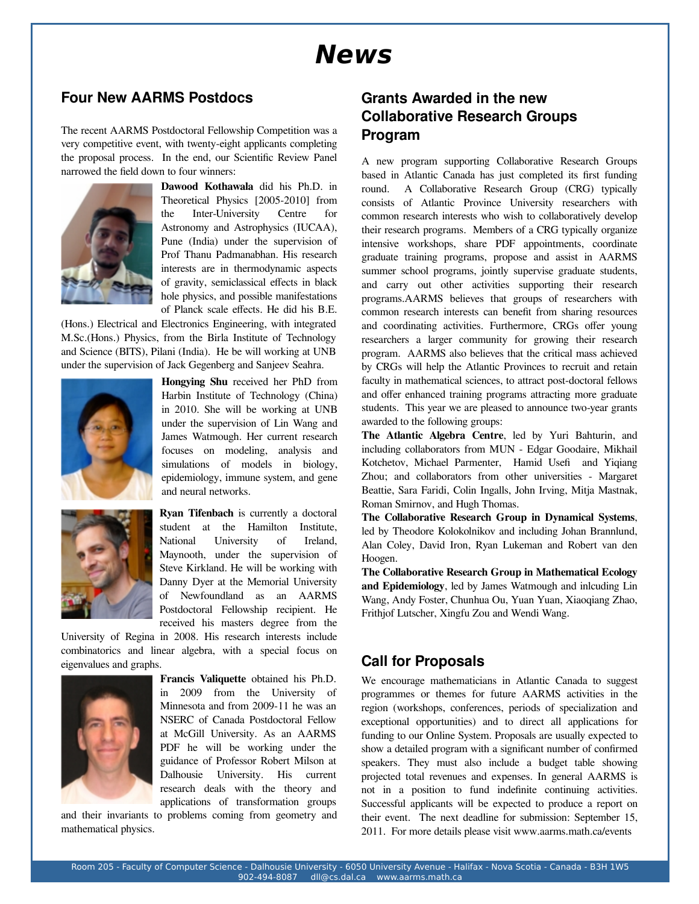# News

## Four New AARMS Postdocs

The recent AARMS Postdoctoral Fellowship Competition was a very competitive event, with twenty-eight applicants completing the proposal process. In the end, our Scientific Review Panel narrowed the field down to four winners:

**Dawood Kothawala** did his Ph.D. in Theoretical Physics [2005-2010] from the Inter-University Centre for Astronomy and Astrophysics (IUCAA), Pune (India) under the supervision of Prof Thanu Padmanabhan. His research interests are in thermodynamic aspects of gravity, semiclassical effects in black hole physics, and possible manifestations of Planck scale effects. He did his B.E. (Hons.) Electrical and Electronics Engineering, with integrated M.Sc.(Hons.) Physics, from the Birla Institute of Technology and Science (BITS), Pilani (India). He be will working at UNB under the supervision of Jack Gegenberg and Sanjeev Seahra.

**Hongying Shu** received her PhD from Harbin Institute of Technology (China) in 2010. She will be working at UNB under the supervision of Lin Wang and James Watmough. Her current research focuses on modeling, analysis and simulations of models in biology, epidemiology, immune system, and gene and neural networks.

**Ryan Tifenbach** is currently a doctoral student at the Hamilton Institute, National University of Ireland, Maynooth, under the supervision of Steve Kirkland. He will be working with Danny Dyer at the Memorial University of Newfoundland as an AARMS Postdoctoral Fellowship recipient. He received his masters degree from the University of Regina in 2008. His research interests include combinatorics and linear algebra, with a special focus on eigenvalues and graphs.

**Francis Valiquette** obtained his Ph.D. in 2009 from the University of Minnesota and from 2009-11 he was an NSERC of Canada Postdoctoral Fellow at McGill University. As an AARMS PDF he will be working under the guidance of Professor Robert Milson at Dalhousie University. His current research deals with the theory and applications of transformation groups and their invariants to problems coming from geometry and mathematical physics.

## Grants Awarded in the new Collaborative Research Groups Program

A new program supporting Collaborative Research Groups based in Atlantic Canada has just completed its first funding round. A Collaborative Research Group (CRG) typically consists of Atlantic Province University researchers with common research interests who wish to collaboratively develop their research programs. Members of a CRG typically organize intensive workshops, share PDF appointments, coordinate graduate training programs, propose and assist in AARMS summer school programs, jointly supervise graduate students, and carry out other activities supporting their research programs.AARMS believes that groups of researchers with common research interests can benefit from sharing resources and coordinating activities. Furthermore, CRGs offer young researchers a larger community for growing their research program. AARMS also believes that the critical mass achieved by CRGs will help the Atlantic Provinces to recruit and retain faculty in mathematical sciences, to attract post-doctoral fellows and offer enhanced training programs attracting more graduate students. This year we are pleased to announce two-year grants awarded to the following groups:

**The Atlantic Algebra Centre**, led by Yuri Bahturin, and including collaborators from MUN - Edgar Goodaire, Mikhail Kotchetov, Michael Parmenter, Hamid Usefi and Yiqiang Zhou; and collaborators from other universities - Margaret Beattie, Sara Faridi, Colin Ingalls, John Irving, Mitja Mastnak, Roman Smirnov, and Hugh Thomas.

**The Collaborative Research Group in Dynamical Systems**, led by Theodore Kolokolnikov and including Johan Brannlund, Alan Coley, David Iron, Ryan Lukeman and Robert van den Hoogen.

**The Collaborative Research Group in Mathematical Ecology and Epidemiology**, led by James Watmough and inlcuding Lin Wang, Andy Foster, Chunhua Ou, Yuan Yuan, Xiaoqiang Zhao, Frithjof Lutscher, Xingfu Zou and Wendi Wang.

## Call for Proposals

We encourage mathematicians in Atlantic Canada to suggest programmes or themes for future AARMS activities in the region (workshops, conferences, periods of specialization and exceptional opportunities) and to direct all applications for funding to our Online System. Proposals are usually expected to show a detailed program with a significant number of confirmed speakers. They must also include a budget table showing projected total revenues and expenses. In general AARMS is not in a position to fund indefinite continuing activities. Successful applicants will be expected to produce a report on their event. The next deadline for submission: September 15, 2011. For more details please visit www.aarms.math.ca/events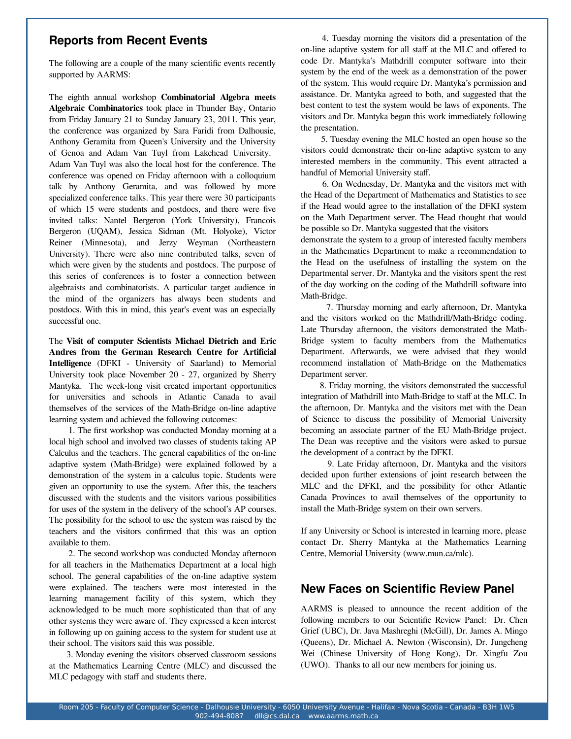## Reports from Recent Events

The following are a couple of the many scientific events recently supported by AARMS:

The eighth annual workshop **Combinatorial Algebra meets Algebraic Combinatorics** took place in Thunder Bay, Ontario from Friday January 21 to Sunday January 23, 2011. This year, the conference was organized by Sara Faridi from Dalhousie, Anthony Geramita from Queen's University and the University of Genoa and Adam Van Tuyl from Lakehead University. Adam Van Tuyl was also the local host for the conference. The conference was opened on Friday afternoon with a colloquium talk by Anthony Geramita, and was followed by more specialized conference talks. This year there were 30 participants of which 15 were students and postdocs, and there were five invited talks: Nantel Bergeron (York University), Francois Bergeron (UQAM), Jessica Sidman (Mt. Holyoke), Victor Reiner (Minnesota), and Jerzy Weyman (Northeastern University). There were also nine contributed talks, seven of which were given by the students and postdocs. The purpose of this series of conferences is to foster a connection between algebraists and combinatorists. A particular target audience in the mind of the organizers has always been students and postdocs. With this in mind, this year's event was an especially successful one.

The **Visit of computer Scientists Michael Dietrich and Eric Andres from the German Research Centre for Artificial Intelligence** (DFKI - University of Saarland) to Memorial University took place November 20 - 27, organized by Sherry Mantyka. The week-long visit created important opportunities for universities and schools in Atlantic Canada to avail themselves of the services of the Math-Bridge on-line adaptive learning system and achieved the following outcomes:

1. The first workshop was conducted Monday morning at a local high school and involved two classes of students taking AP Calculus and the teachers. The general capabilities of the on-line adaptive system (Math-Bridge) were explained followed by a demonstration of the system in a calculus topic. Students were given an opportunity to use the system. After this, the teachers discussed with the students and the visitors various possibilities for uses of the system in the delivery of the school's AP courses. The possibility for the school to use the system was raised by the teachers and the visitors confirmed that this was an option available to them.

2. The second workshop was conducted Monday afternoon for all teachers in the Mathematics Department at a local high school. The general capabilities of the on-line adaptive system were explained. The teachers were most interested in the learning management facility of this system, which they acknowledged to be much more sophisticated than that of any other systems they were aware of. They expressed a keen interest in following up on gaining access to the system for student use at their school. The visitors said this was possible.

3. Monday evening the visitors observed classroom sessions at the Mathematics Learning Centre (MLC) and discussed the MLC pedagogy with staff and students there.

4. Tuesday morning the visitors did a presentation of the on-line adaptive system for all staff at the MLC and offered to code Dr. Mantyka's Mathdrill computer software into their system by the end of the week as a demonstration of the power of the system. This would require Dr. Mantyka's permission and assistance. Dr. Mantyka agreed to both, and suggested that the best content to test the system would be laws of exponents. The visitors and Dr. Mantyka began this work immediately following the presentation.

5. Tuesday evening the MLC hosted an open house so the visitors could demonstrate their on-line adaptive system to any interested members in the community. This event attracted a handful of Memorial University staff.

6. On Wednesday, Dr. Mantyka and the visitors met with the Head of the Department of Mathematics and Statistics to see if the Head would agree to the installation of the DFKI system on the Math Department server. The Head thought that would be possible so Dr. Mantyka suggested that the visitors demonstrate the system to a group of interested faculty members in the Mathematics Department to make a recommendation to the Head on the usefulness of installing the system on the Departmental server. Dr. Mantyka and the visitors spent the rest of the day working on the coding of the Mathdrill software into Math-Bridge.

7. Thursday morning and early afternoon, Dr. Mantyka and the visitors worked on the Mathdrill/Math-Bridge coding. Late Thursday afternoon, the visitors demonstrated the Math-Bridge system to faculty members from the Mathematics Department. Afterwards, we were advised that they would recommend installation of Math-Bridge on the Mathematics Department server.

8. Friday morning, the visitors demonstrated the successful integration of Mathdrill into Math-Bridge to staff at the MLC. In the afternoon, Dr. Mantyka and the visitors met with the Dean of Science to discuss the possibility of Memorial University becoming an associate partner of the EU Math-Bridge project. The Dean was receptive and the visitors were asked to pursue the development of a contract by the DFKI.

9. Late Friday afternoon, Dr. Mantyka and the visitors decided upon further extensions of joint research between the MLC and the DFKI, and the possibility for other Atlantic Canada Provinces to avail themselves of the opportunity to install the Math-Bridge system on their own servers.

If any University or School is interested in learning more, please contact Dr. Sherry Mantyka at the Mathematics Learning Centre, Memorial University (www.mun.ca/mlc).

## New Faces on Scientific Review Panel

AARMS is pleased to announce the recent addition of the following members to our Scientific Review Panel: Dr. Chen Grief (UBC), Dr. Java Mashreghi (McGill), Dr. James A. Mingo (Queens), Dr. Michael A. Newton (Wisconsin), Dr. Jungcheng Wei (Chinese University of Hong Kong), Dr. Xingfu Zou (UWO). Thanks to all our new members for joining us.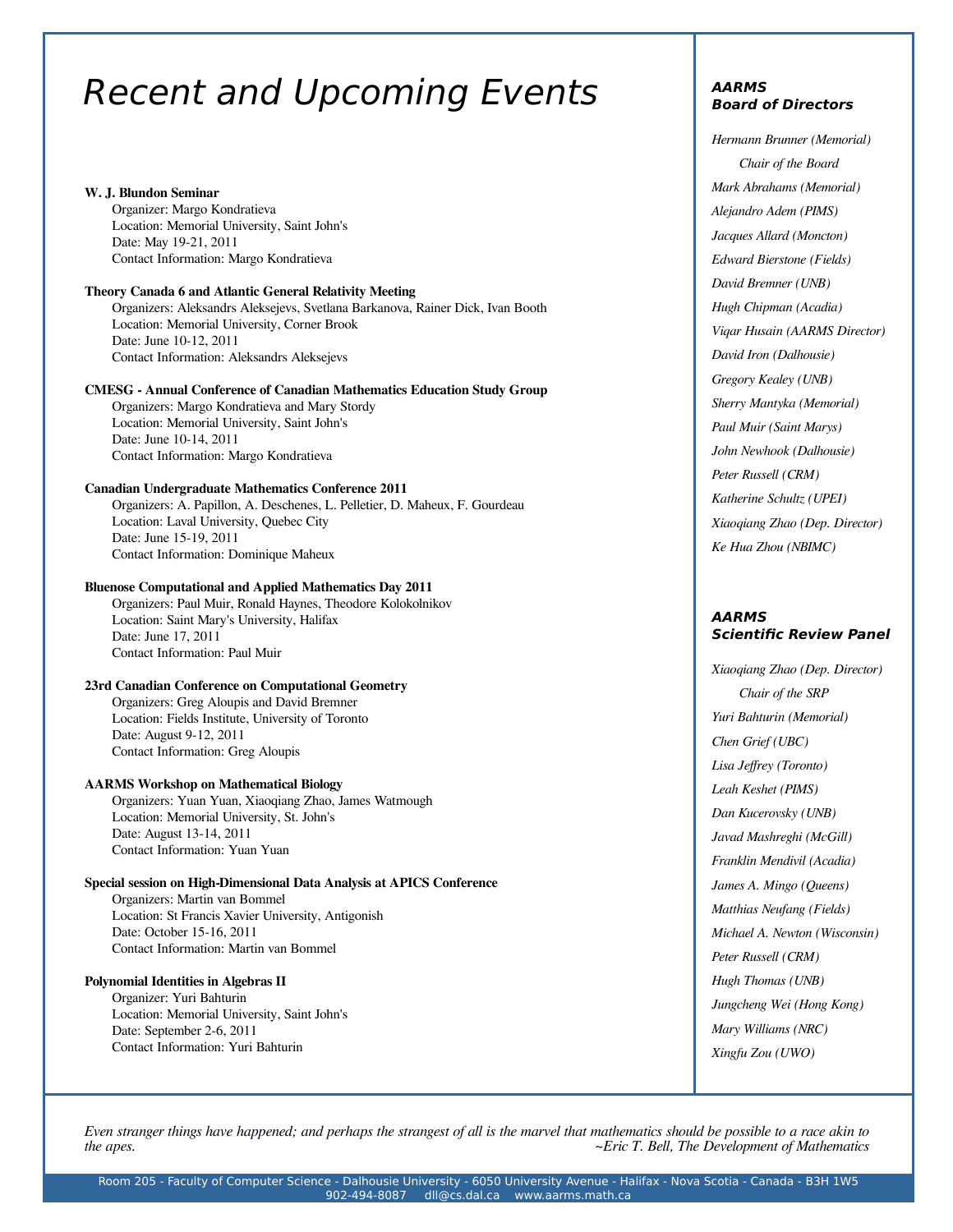# Recent and Upcoming Events

**W. J. Blundon Seminar**
Organizer: Margo Kondratieva
Location: Memorial University, Saint John's
Date: May 19-21, 2011
Contact Information: Margo Kondratieva

**Theory Canada 6 and Atlantic General Relativity Meeting**
Organizers: Aleksandrs Aleksejevs, Svetlana Barkanova, Rainer Dick, Ivan Booth
Location: Memorial University, Corner Brook
Date: June 10-12, 2011
Contact Information: Aleksandrs Aleksejevs

**CMESG - Annual Conference of Canadian Mathematics Education Study Group**
Organizers: Margo Kondratieva and Mary Stordy
Location: Memorial University, Saint John's
Date: June 10-14, 2011
Contact Information: Margo Kondratieva

**Canadian Undergraduate Mathematics Conference 2011**
Organizers: A. Papillon, A. Deschenes, L. Pelletier, D. Maheux, F. Gourdeau
Location: Laval University, Quebec City
Date: June 15-19, 2011
Contact Information: Dominique Maheux

**Bluenose Computational and Applied Mathematics Day 2011**
Organizers: Paul Muir, Ronald Haynes, Theodore Kolokolnikov
Location: Saint Mary's University, Halifax
Date: June 17, 2011
Contact Information: Paul Muir

**23rd Canadian Conference on Computational Geometry**
Organizers: Greg Aloupis and David Bremner
Location: Fields Institute, University of Toronto
Date: August 9-12, 2011
Contact Information: Greg Aloupis

**AARMS Workshop on Mathematical Biology**
Organizers: Yuan Yuan, Xiaoqiang Zhao, James Watmough
Location: Memorial University, St. John's
Date: August 13-14, 2011
Contact Information: Yuan Yuan

**Special session on High-Dimensional Data Analysis at APICS Conference**
Organizers: Martin van Bommel
Location: St Francis Xavier University, Antigonish
Date: October 15-16, 2011
Contact Information: Martin van Bommel

**Polynomial Identities in Algebras II**
Organizer: Yuri Bahturin
Location: Memorial University, Saint John's
Date: September 2-6, 2011
Contact Information: Yuri Bahturin

## AARMS Board of Directors

*Hermann Brunner (Memorial)*
*Chair of the Board*
*Mark Abrahams (Memorial)*
*Alejandro Adem (PIMS)*
*Jacques Allard (Moncton)*
*Edward Bierstone (Fields)*
*David Bremner (UNB)*
*Hugh Chipman (Acadia)*
*Viqar Husain (AARMS Director)*
*David Iron (Dalhousie)*
*Gregory Kealey (UNB)*
*Sherry Mantyka (Memorial)*
*Paul Muir (Saint Marys)*
*John Newhook (Dalhousie)*
*Peter Russell (CRM)*
*Katherine Schultz (UPEI)*
*Xiaoqiang Zhao (Dep. Director)*
*Ke Hua Zhou (NBIMC)*

## AARMS Scientific Review Panel

*Xiaoqiang Zhao (Dep. Director)*
*Chair of the SRP*
*Yuri Bahturin (Memorial)*
*Chen Grief (UBC)*
*Lisa Jeffrey (Toronto)*
*Leah Keshet (PIMS)*
*Dan Kucerovsky (UNB)*
*Javad Mashreghi (McGill)*
*Franklin Mendivil (Acadia)*
*James A. Mingo (Queens)*
*Matthias Neufang (Fields)*
*Michael A. Newton (Wisconsin)*
*Peter Russell (CRM)*
*Hugh Thomas (UNB)*
*Jungcheng Wei (Hong Kong)*
*Mary Williams (NRC)*
*Xingfu Zou (UWO)*

*Even stranger things have happened; and perhaps the strangest of all is the marvel that mathematics should be possible to a race akin to the apes.*
*~Eric T. Bell, The Development of Mathematics*

Room 205 - Faculty of Computer Science - Dalhousie University - 6050 University Avenue - Halifax - Nova Scotia - Canada - B3H 1W5
902-494-8087 dll@cs.dal.ca www.aarms.math.ca